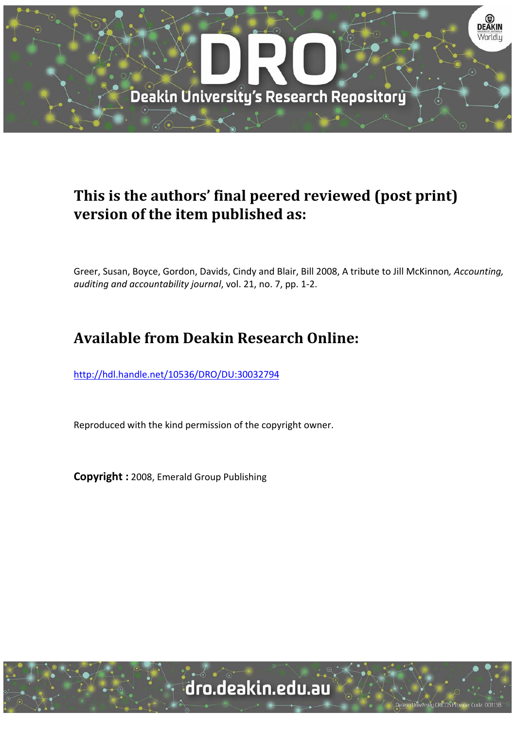**This is the authors' final peered reviewed (post print) version of the item published as:**

Greer, Susan, Boyce, Gordon, Davids, Cindy and Blair, Bill 2008, A tribute to Jill McKinnon*, Accounting, auditing and accountability journal*, vol. 21, no. 7, pp. 1-2.

## Available from Deakin Research Online:

http://hdl.handle.net/10536/DRO/DU:30032794

Reproduced with the kind permission of the copyright owner.

**Copyright :** 2008, Emerald Group Publishing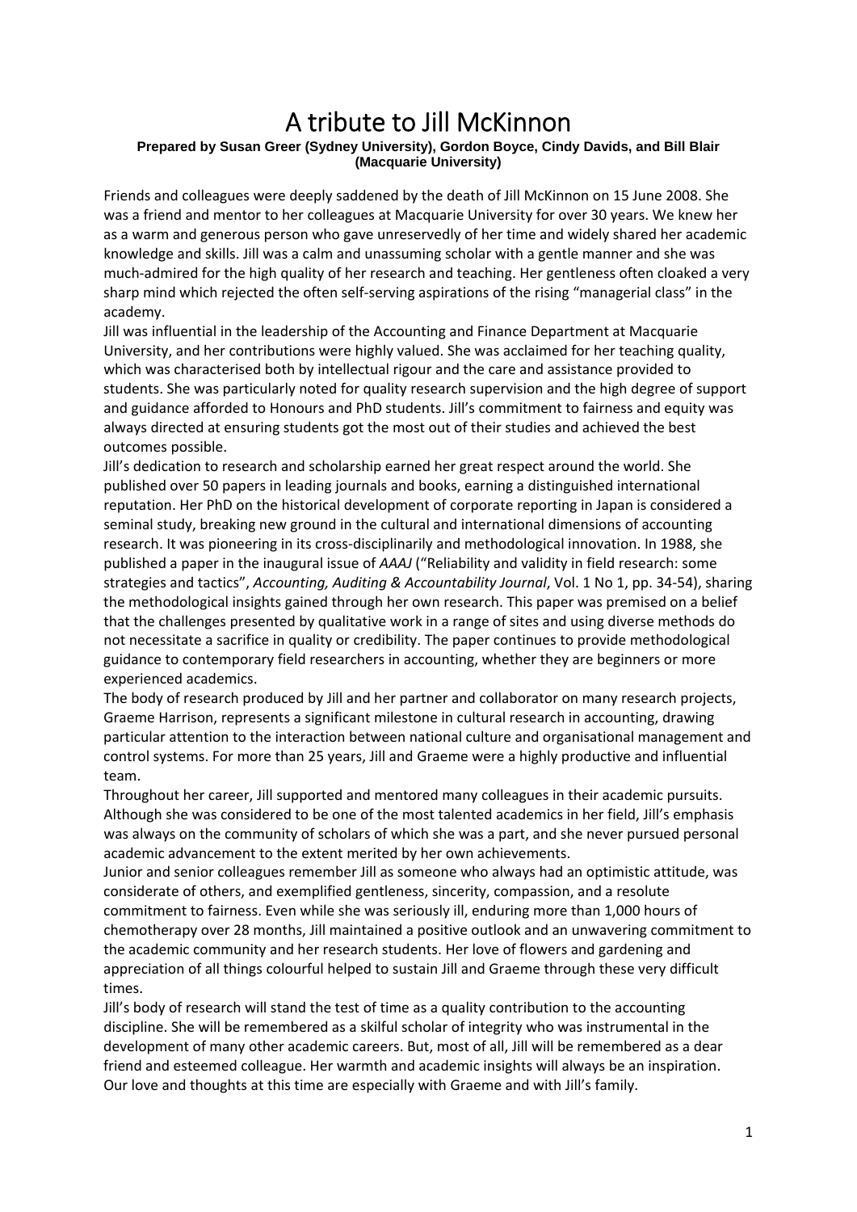# A tribute to Jill McKinnon

**Prepared by Susan Greer (Sydney University), Gordon Boyce, Cindy Davids, and Bill Blair (Macquarie University)**

Friends and colleagues were deeply saddened by the death of Jill McKinnon on 15 June 2008. She was a friend and mentor to her colleagues at Macquarie University for over 30 years. We knew her as a warm and generous person who gave unreservedly of her time and widely shared her academic knowledge and skills. Jill was a calm and unassuming scholar with a gentle manner and she was much-admired for the high quality of her research and teaching. Her gentleness often cloaked a very sharp mind which rejected the often self-serving aspirations of the rising "managerial class" in the academy.

Jill was influential in the leadership of the Accounting and Finance Department at Macquarie University, and her contributions were highly valued. She was acclaimed for her teaching quality, which was characterised both by intellectual rigour and the care and assistance provided to students. She was particularly noted for quality research supervision and the high degree of support and guidance afforded to Honours and PhD students. Jill's commitment to fairness and equity was always directed at ensuring students got the most out of their studies and achieved the best outcomes possible.

Jill's dedication to research and scholarship earned her great respect around the world. She published over 50 papers in leading journals and books, earning a distinguished international reputation. Her PhD on the historical development of corporate reporting in Japan is considered a seminal study, breaking new ground in the cultural and international dimensions of accounting research. It was pioneering in its cross-disciplinarily and methodological innovation. In 1988, she published a paper in the inaugural issue of *AAAJ* ("Reliability and validity in field research: some strategies and tactics", *Accounting, Auditing & Accountability Journal*, Vol. 1 No 1, pp. 34-54), sharing the methodological insights gained through her own research. This paper was premised on a belief that the challenges presented by qualitative work in a range of sites and using diverse methods do not necessitate a sacrifice in quality or credibility. The paper continues to provide methodological guidance to contemporary field researchers in accounting, whether they are beginners or more experienced academics.

The body of research produced by Jill and her partner and collaborator on many research projects, Graeme Harrison, represents a significant milestone in cultural research in accounting, drawing particular attention to the interaction between national culture and organisational management and control systems. For more than 25 years, Jill and Graeme were a highly productive and influential team.

Throughout her career, Jill supported and mentored many colleagues in their academic pursuits. Although she was considered to be one of the most talented academics in her field, Jill's emphasis was always on the community of scholars of which she was a part, and she never pursued personal academic advancement to the extent merited by her own achievements.

Junior and senior colleagues remember Jill as someone who always had an optimistic attitude, was considerate of others, and exemplified gentleness, sincerity, compassion, and a resolute commitment to fairness. Even while she was seriously ill, enduring more than 1,000 hours of chemotherapy over 28 months, Jill maintained a positive outlook and an unwavering commitment to the academic community and her research students. Her love of flowers and gardening and appreciation of all things colourful helped to sustain Jill and Graeme through these very difficult times.

Jill's body of research will stand the test of time as a quality contribution to the accounting discipline. She will be remembered as a skilful scholar of integrity who was instrumental in the development of many other academic careers. But, most of all, Jill will be remembered as a dear friend and esteemed colleague. Her warmth and academic insights will always be an inspiration. Our love and thoughts at this time are especially with Graeme and with Jill's family.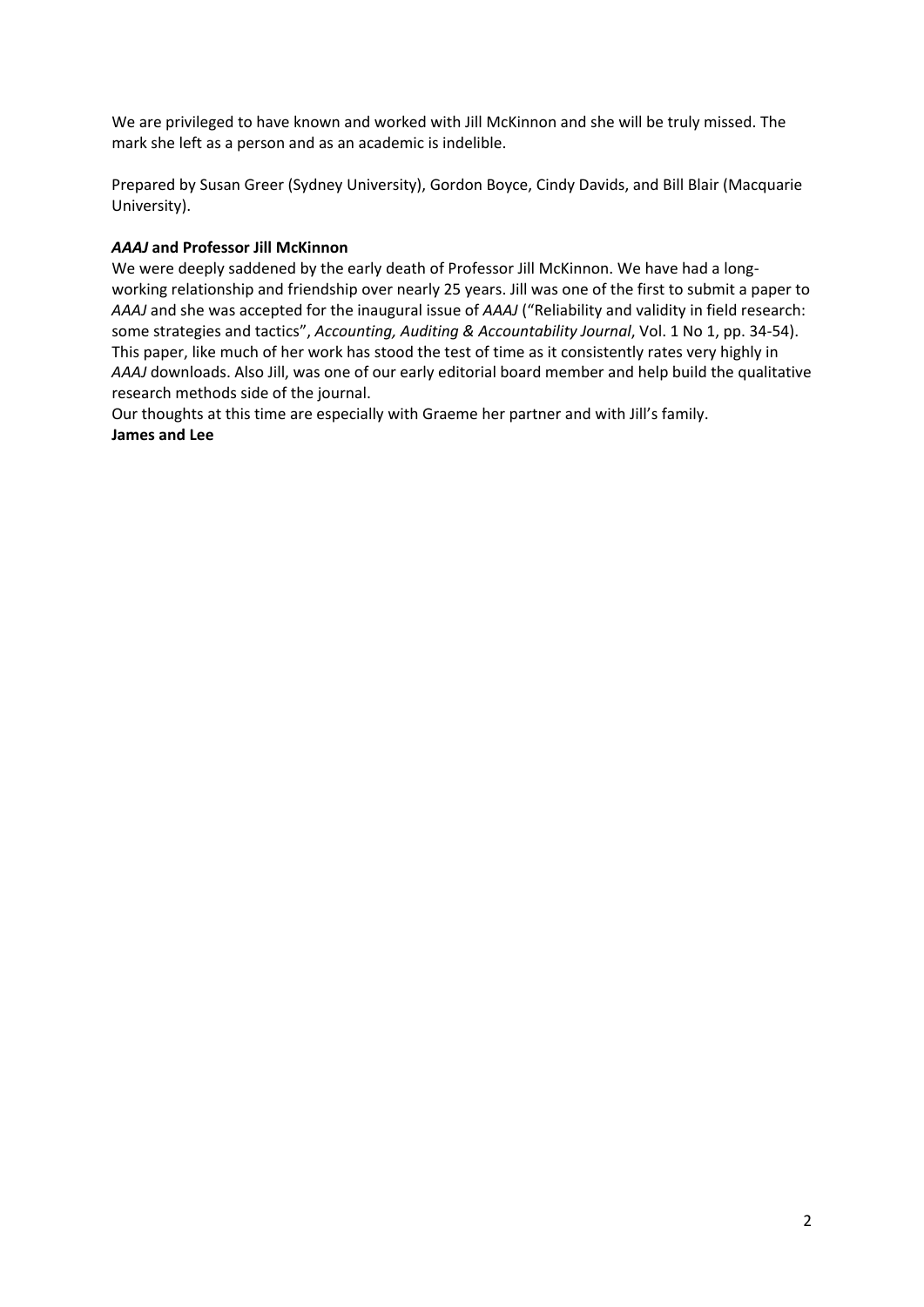We are privileged to have known and worked with Jill McKinnon and she will be truly missed. The mark she left as a person and as an academic is indelible.

Prepared by Susan Greer (Sydney University), Gordon Boyce, Cindy Davids, and Bill Blair (Macquarie University).

***AAAJ* and Professor Jill McKinnon**

We were deeply saddened by the early death of Professor Jill McKinnon. We have had a long-working relationship and friendship over nearly 25 years. Jill was one of the first to submit a paper to *AAAJ* and she was accepted for the inaugural issue of *AAAJ* ("Reliability and validity in field research: some strategies and tactics", *Accounting, Auditing & Accountability Journal*, Vol. 1 No 1, pp. 34-54). This paper, like much of her work has stood the test of time as it consistently rates very highly in *AAAJ* downloads. Also Jill, was one of our early editorial board member and help build the qualitative research methods side of the journal.

Our thoughts at this time are especially with Graeme her partner and with Jill's family.

**James and Lee**